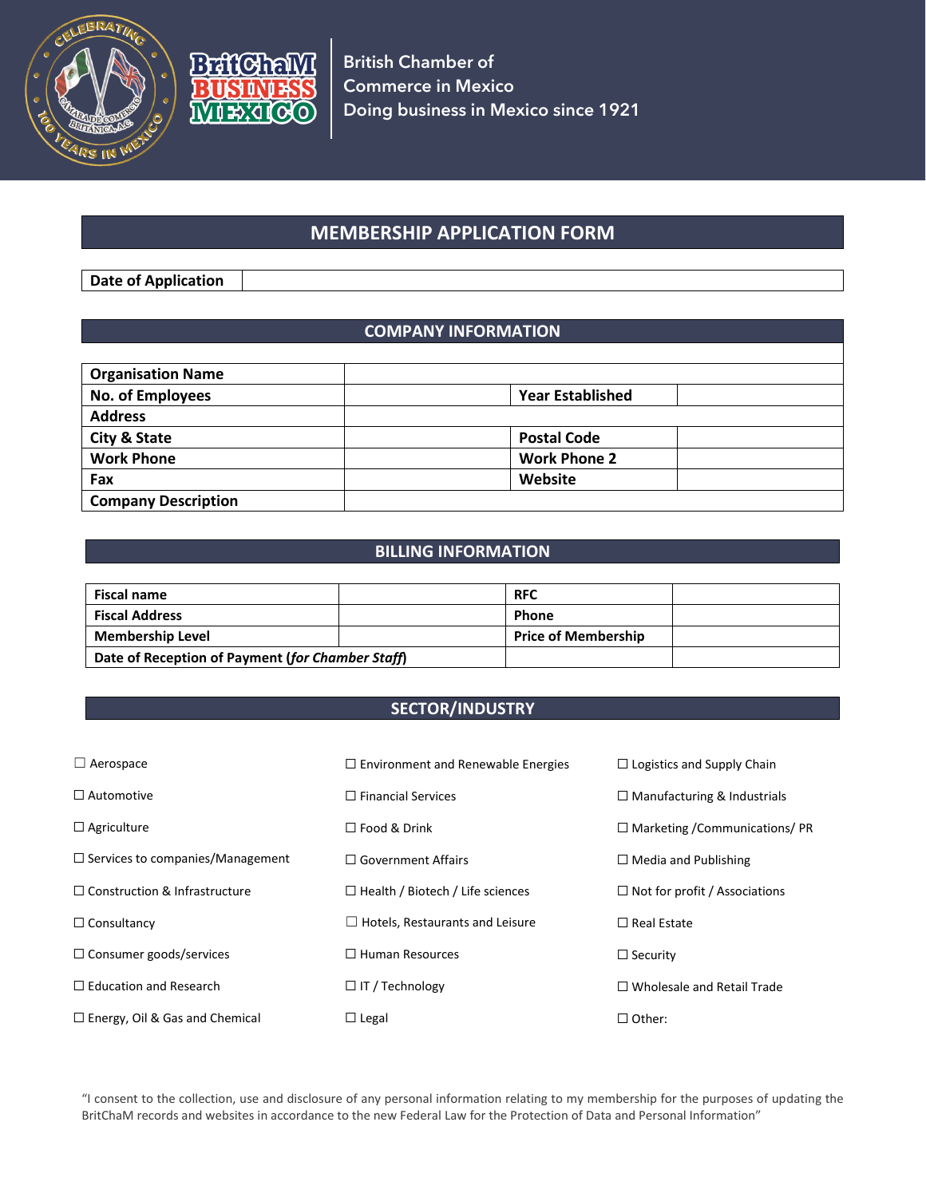British Chamber of
Commerce in Mexico
Doing business in Mexico since 1921

# MEMBERSHIP APPLICATION FORM

| Date of Application | |
|---|---|

## COMPANY INFORMATION

| **Organisation Name** | | | |
|---|---|---|---|
| **No. of Employees** | | **Year Established** | |
| **Address** | | | |
| **City & State** | | **Postal Code** | |
| **Work Phone** | | **Work Phone 2** | |
| **Fax** | | **Website** | |
| **Company Description** | | | |

## BILLING INFORMATION

| **Fiscal name** | | **RFC** | |
|---|---|---|---|
| **Fiscal Address** | | **Phone** | |
| **Membership Level** | | **Price of Membership** | |
| **Date of Reception of Payment (*for Chamber Staff*)** | | | |

## SECTOR/INDUSTRY

☐ Aerospace

☐ Automotive

☐ Agriculture

☐ Services to companies/Management

☐ Construction & Infrastructure

☐ Consultancy

☐ Consumer goods/services

☐ Education and Research

☐ Energy, Oil & Gas and Chemical

☐ Environment and Renewable Energies

☐ Financial Services

☐ Food & Drink

☐ Government Affairs

☐ Health / Biotech / Life sciences

☐ Hotels, Restaurants and Leisure

☐ Human Resources

☐ IT / Technology

☐ Legal

☐ Logistics and Supply Chain

☐ Manufacturing & Industrials

☐ Marketing /Communications/ PR

☐ Media and Publishing

☐ Not for profit / Associations

☐ Real Estate

☐ Security

☐ Wholesale and Retail Trade

☐ Other:

"I consent to the collection, use and disclosure of any personal information relating to my membership for the purposes of updating the BritChaM records and websites in accordance to the new Federal Law for the Protection of Data and Personal Information"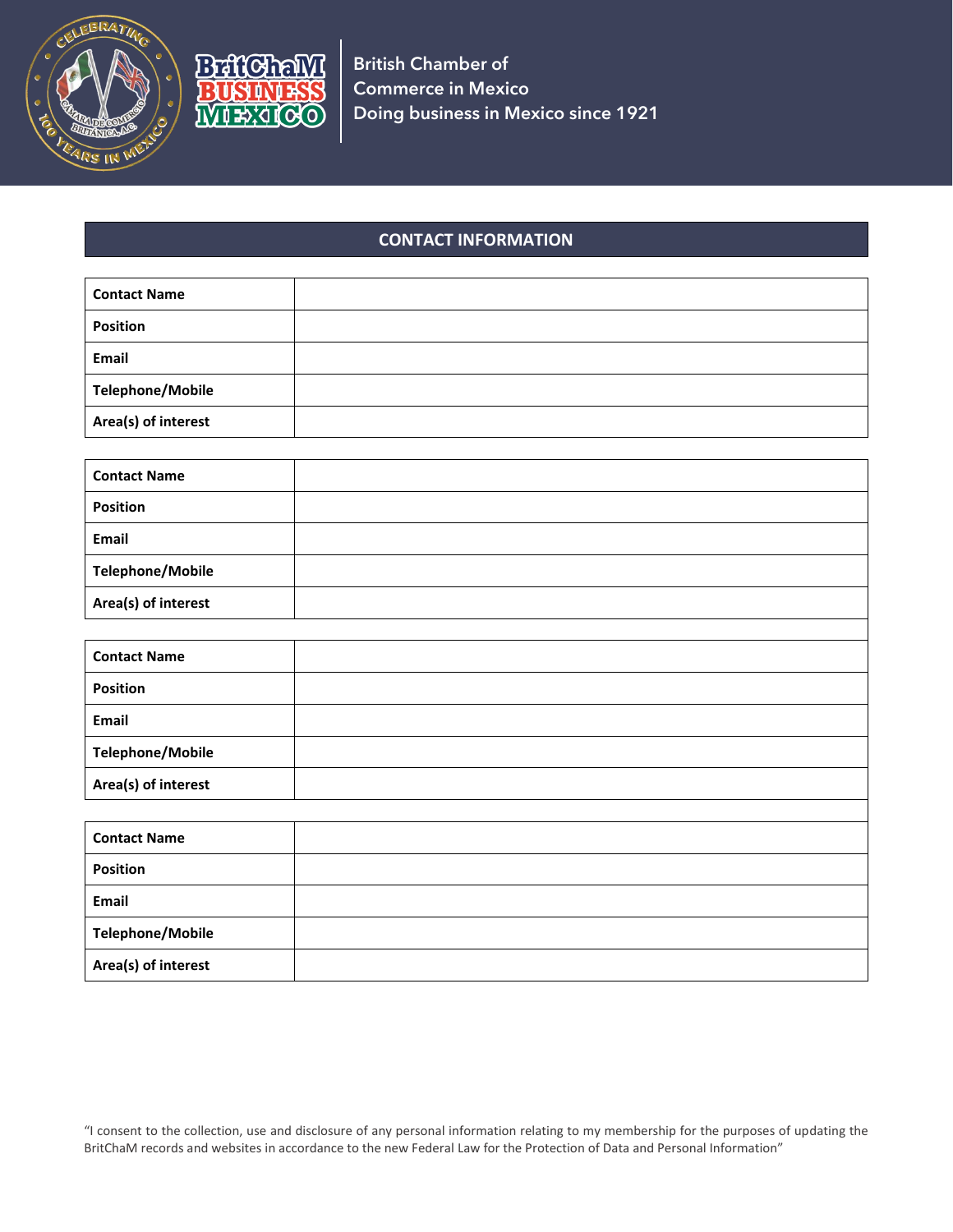British Chamber of Commerce in Mexico
Doing business in Mexico since 1921

## CONTACT INFORMATION

| Contact Name | |
|---|---|
| Position | |
| Email | |
| Telephone/Mobile | |
| Area(s) of interest | |

| Contact Name | |
|---|---|
| Position | |
| Email | |
| Telephone/Mobile | |
| Area(s) of interest | |

| Contact Name | |
|---|---|
| Position | |
| Email | |
| Telephone/Mobile | |
| Area(s) of interest | |

| Contact Name | |
|---|---|
| Position | |
| Email | |
| Telephone/Mobile | |
| Area(s) of interest | |

"I consent to the collection, use and disclosure of any personal information relating to my membership for the purposes of updating the BritChaM records and websites in accordance to the new Federal Law for the Protection of Data and Personal Information"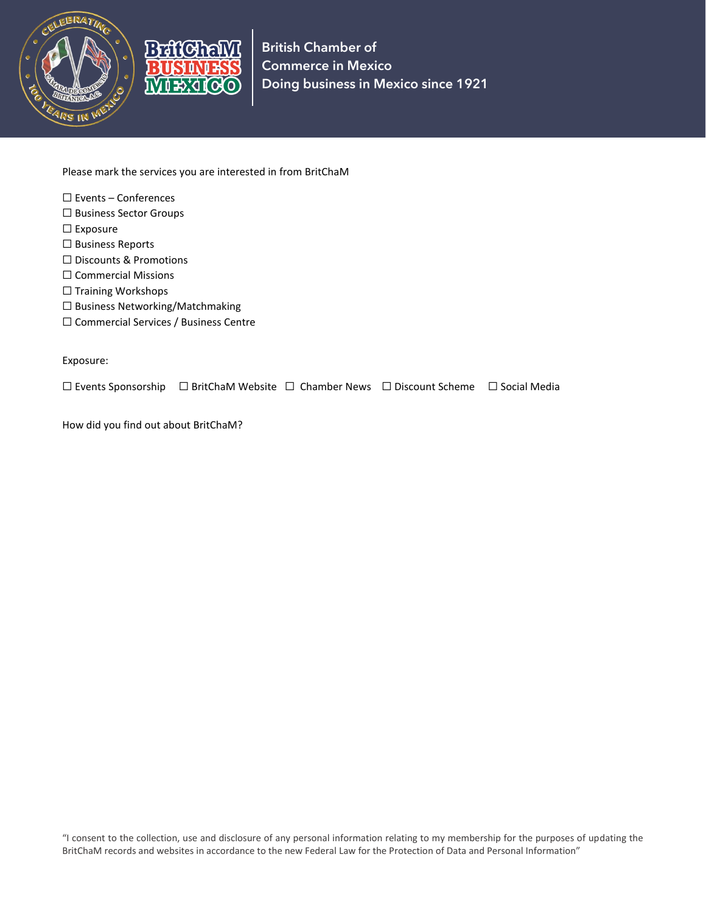British Chamber of
Commerce in Mexico
Doing business in Mexico since 1921

Please mark the services you are interested in from BritChaM

☐ Events – Conferences
☐ Business Sector Groups
☐ Exposure
☐ Business Reports
☐ Discounts & Promotions
☐ Commercial Missions
☐ Training Workshops
☐ Business Networking/Matchmaking
☐ Commercial Services / Business Centre

Exposure:

☐ Events Sponsorship ☐ BritChaM Website ☐ Chamber News ☐ Discount Scheme ☐ Social Media

How did you find out about BritChaM?

"I consent to the collection, use and disclosure of any personal information relating to my membership for the purposes of updating the BritChaM records and websites in accordance to the new Federal Law for the Protection of Data and Personal Information"